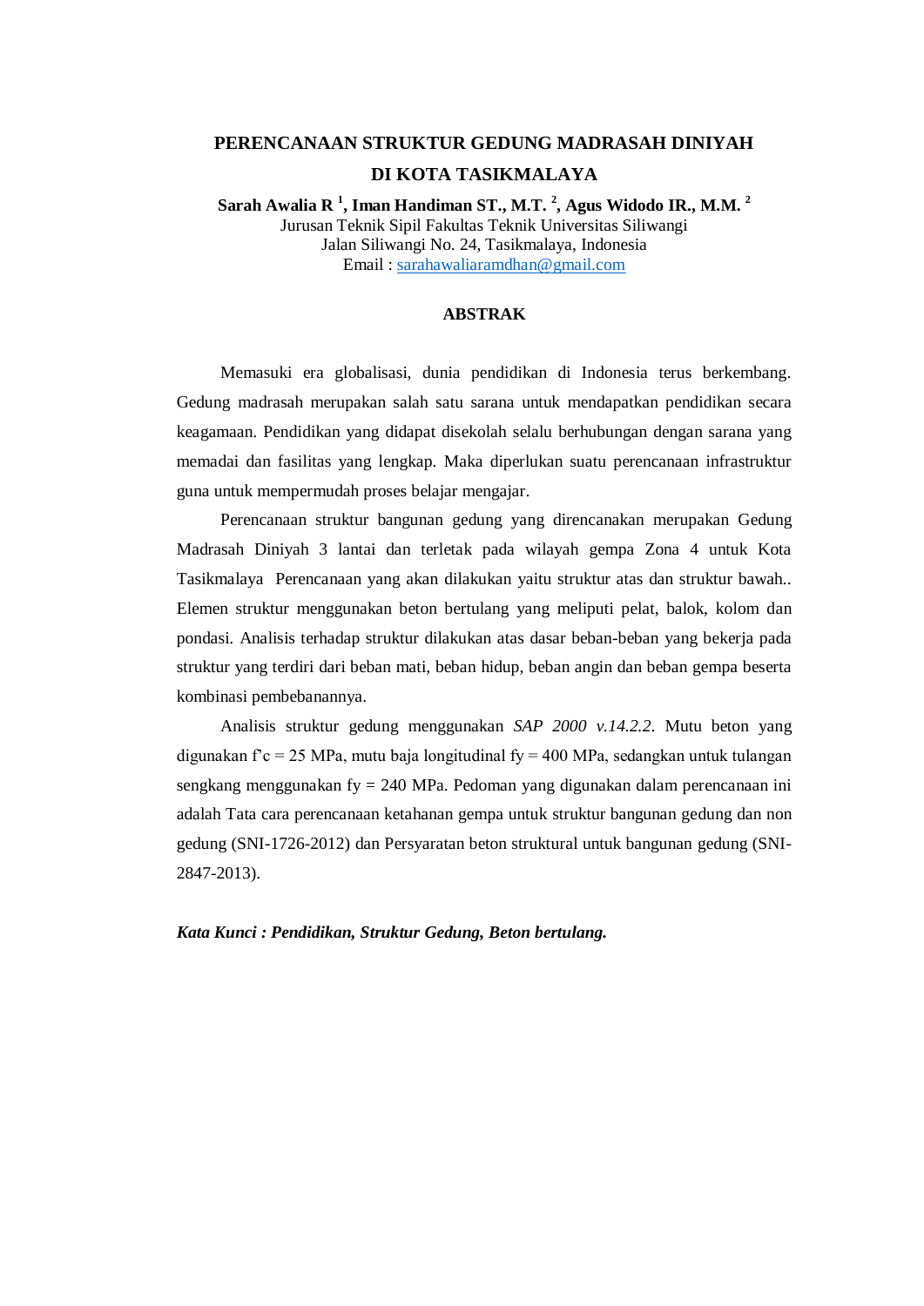# PERENCANAAN STRUKTUR GEDUNG MADRASAH DINIYAH DI KOTA TASIKMALAYA

**Sarah Awalia R [1], Iman Handiman ST., M.T. [2], Agus Widodo IR., M.M. [2]**

Jurusan Teknik Sipil Fakultas Teknik Universitas Siliwangi
Jalan Siliwangi No. 24, Tasikmalaya, Indonesia
Email : sarahawaliaramdhan@gmail.com

## ABSTRAK

Memasuki era globalisasi, dunia pendidikan di Indonesia terus berkembang. Gedung madrasah merupakan salah satu sarana untuk mendapatkan pendidikan secara keagamaan. Pendidikan yang didapat disekolah selalu berhubungan dengan sarana yang memadai dan fasilitas yang lengkap. Maka diperlukan suatu perencanaan infrastruktur guna untuk mempermudah proses belajar mengajar.

Perencanaan struktur bangunan gedung yang direncanakan merupakan Gedung Madrasah Diniyah 3 lantai dan terletak pada wilayah gempa Zona 4 untuk Kota Tasikmalaya  Perencanaan yang akan dilakukan yaitu struktur atas dan struktur bawah.. Elemen struktur menggunakan beton bertulang yang meliputi pelat, balok, kolom dan pondasi. Analisis terhadap struktur dilakukan atas dasar beban-beban yang bekerja pada struktur yang terdiri dari beban mati, beban hidup, beban angin dan beban gempa beserta kombinasi pembebanannya.

Analisis struktur gedung menggunakan *SAP 2000 v.14.2.2*. Mutu beton yang digunakan f'c = 25 MPa, mutu baja longitudinal fy = 400 MPa, sedangkan untuk tulangan sengkang menggunakan fy = 240 MPa. Pedoman yang digunakan dalam perencanaan ini adalah Tata cara perencanaan ketahanan gempa untuk struktur bangunan gedung dan non gedung (SNI-1726-2012) dan Persyaratan beton struktural untuk bangunan gedung (SNI-2847-2013).

***Kata Kunci : Pendidikan, Struktur Gedung, Beton bertulang.***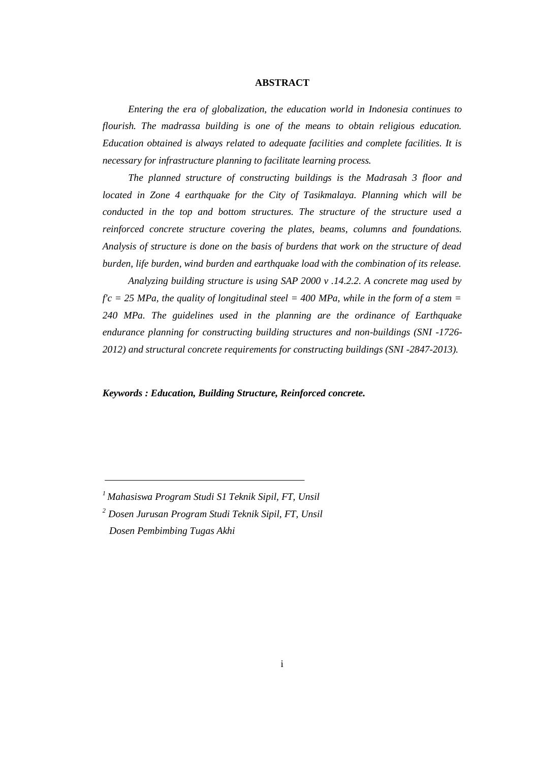**ABSTRACT**

*Entering the era of globalization, the education world in Indonesia continues to flourish. The madrassa building is one of the means to obtain religious education. Education obtained is always related to adequate facilities and complete facilities. It is necessary for infrastructure planning to facilitate learning process.*

*The planned structure of constructing buildings is the Madrasah 3 floor and located in Zone 4 earthquake for the City of Tasikmalaya. Planning which will be conducted in the top and bottom structures. The structure of the structure used a reinforced concrete structure covering the plates, beams, columns and foundations. Analysis of structure is done on the basis of burdens that work on the structure of dead burden, life burden, wind burden and earthquake load with the combination of its release.*

*Analyzing building structure is using SAP 2000 v .14.2.2. A concrete mag used by f'c = 25 MPa, the quality of longitudinal steel = 400 MPa, while in the form of a stem = 240 MPa. The guidelines used in the planning are the ordinance of Earthquake endurance planning for constructing building structures and non-buildings (SNI -1726-2012) and structural concrete requirements for constructing buildings (SNI -2847-2013).*

***Keywords : Education, Building Structure, Reinforced concrete.***

---

[1] *Mahasiswa Program Studi S1 Teknik Sipil, FT, Unsil*

[2] *Dosen Jurusan Program Studi Teknik Sipil, FT, Unsil*

*Dosen Pembimbing Tugas Akhi*